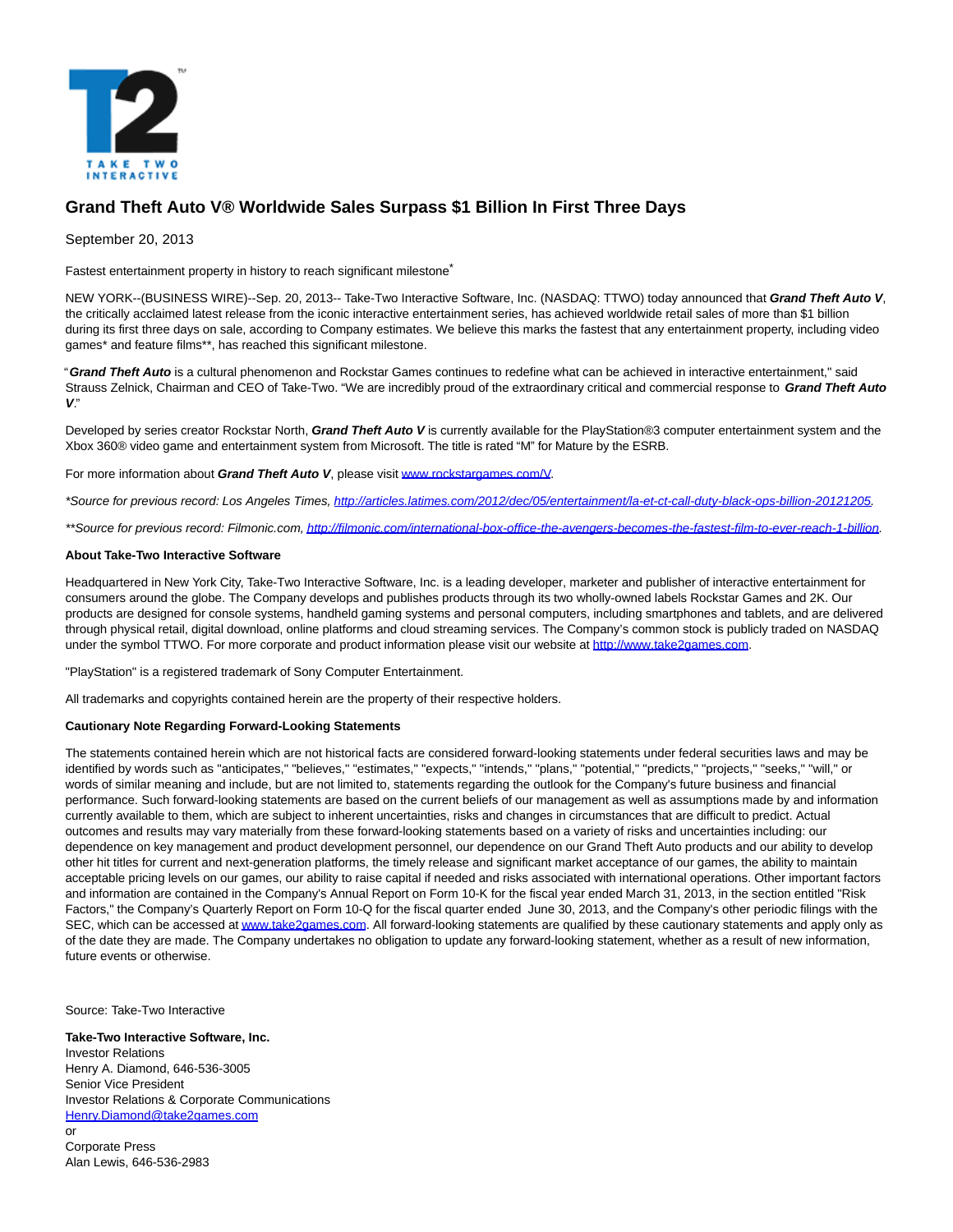# Grand Theft Auto V® Worldwide Sales Surpass $1 Billion In First Three Days

September 20, 2013

Fastest entertainment property in history to reach significant milestone*

NEW YORK--(BUSINESS WIRE)--Sep. 20, 2013-- Take-Two Interactive Software, Inc. (NASDAQ: TTWO) today announced that ***Grand Theft Auto V***, the critically acclaimed latest release from the iconic interactive entertainment series, has achieved worldwide retail sales of more than $1 billion during its first three days on sale, according to Company estimates. We believe this marks the fastest that any entertainment property, including video games* and feature films**, has reached this significant milestone.

"***Grand Theft Auto*** is a cultural phenomenon and Rockstar Games continues to redefine what can be achieved in interactive entertainment," said Strauss Zelnick, Chairman and CEO of Take-Two. "We are incredibly proud of the extraordinary critical and commercial response to ***Grand Theft Auto V***."

Developed by series creator Rockstar North, ***Grand Theft Auto V*** is currently available for the PlayStation®3 computer entertainment system and the Xbox 360® video game and entertainment system from Microsoft. The title is rated "M" for Mature by the ESRB.

For more information about ***Grand Theft Auto V***, please visit [www.rockstargames.com/V](www.rockstargames.com/V).

*\*Source for previous record: Los Angeles Times, [http://articles.latimes.com/2012/dec/05/entertainment/la-et-ct-call-duty-black-ops-billion-20121205](http://articles.latimes.com/2012/dec/05/entertainment/la-et-ct-call-duty-black-ops-billion-20121205).*

*\*\*Source for previous record: Filmonic.com, [http://filmonic.com/international-box-office-the-avengers-becomes-the-fastest-film-to-ever-reach-1-billion](http://filmonic.com/international-box-office-the-avengers-becomes-the-fastest-film-to-ever-reach-1-billion).*

**About Take-Two Interactive Software**

Headquartered in New York City, Take-Two Interactive Software, Inc. is a leading developer, marketer and publisher of interactive entertainment for consumers around the globe. The Company develops and publishes products through its two wholly-owned labels Rockstar Games and 2K. Our products are designed for console systems, handheld gaming systems and personal computers, including smartphones and tablets, and are delivered through physical retail, digital download, online platforms and cloud streaming services. The Company's common stock is publicly traded on NASDAQ under the symbol TTWO. For more corporate and product information please visit our website at [http://www.take2games.com](http://www.take2games.com).

"PlayStation" is a registered trademark of Sony Computer Entertainment.

All trademarks and copyrights contained herein are the property of their respective holders.

**Cautionary Note Regarding Forward-Looking Statements**

The statements contained herein which are not historical facts are considered forward-looking statements under federal securities laws and may be identified by words such as "anticipates," "believes," "estimates," "expects," "intends," "plans," "potential," "predicts," "projects," "seeks," "will," or words of similar meaning and include, but are not limited to, statements regarding the outlook for the Company's future business and financial performance. Such forward-looking statements are based on the current beliefs of our management as well as assumptions made by and information currently available to them, which are subject to inherent uncertainties, risks and changes in circumstances that are difficult to predict. Actual outcomes and results may vary materially from these forward-looking statements based on a variety of risks and uncertainties including: our dependence on key management and product development personnel, our dependence on our Grand Theft Auto products and our ability to develop other hit titles for current and next-generation platforms, the timely release and significant market acceptance of our games, the ability to maintain acceptable pricing levels on our games, our ability to raise capital if needed and risks associated with international operations. Other important factors and information are contained in the Company's Annual Report on Form 10-K for the fiscal year ended March 31, 2013, in the section entitled "Risk Factors," the Company's Quarterly Report on Form 10-Q for the fiscal quarter ended June 30, 2013, and the Company's other periodic filings with the SEC, which can be accessed at [www.take2games.com](www.take2games.com). All forward-looking statements are qualified by these cautionary statements and apply only as of the date they are made. The Company undertakes no obligation to update any forward-looking statement, whether as a result of new information, future events or otherwise.

Source: Take-Two Interactive

**Take-Two Interactive Software, Inc.**
Investor Relations
Henry A. Diamond, 646-536-3005
Senior Vice President
Investor Relations & Corporate Communications
[Henry.Diamond@take2games.com](mailto:Henry.Diamond@take2games.com)
or
Corporate Press
Alan Lewis, 646-536-2983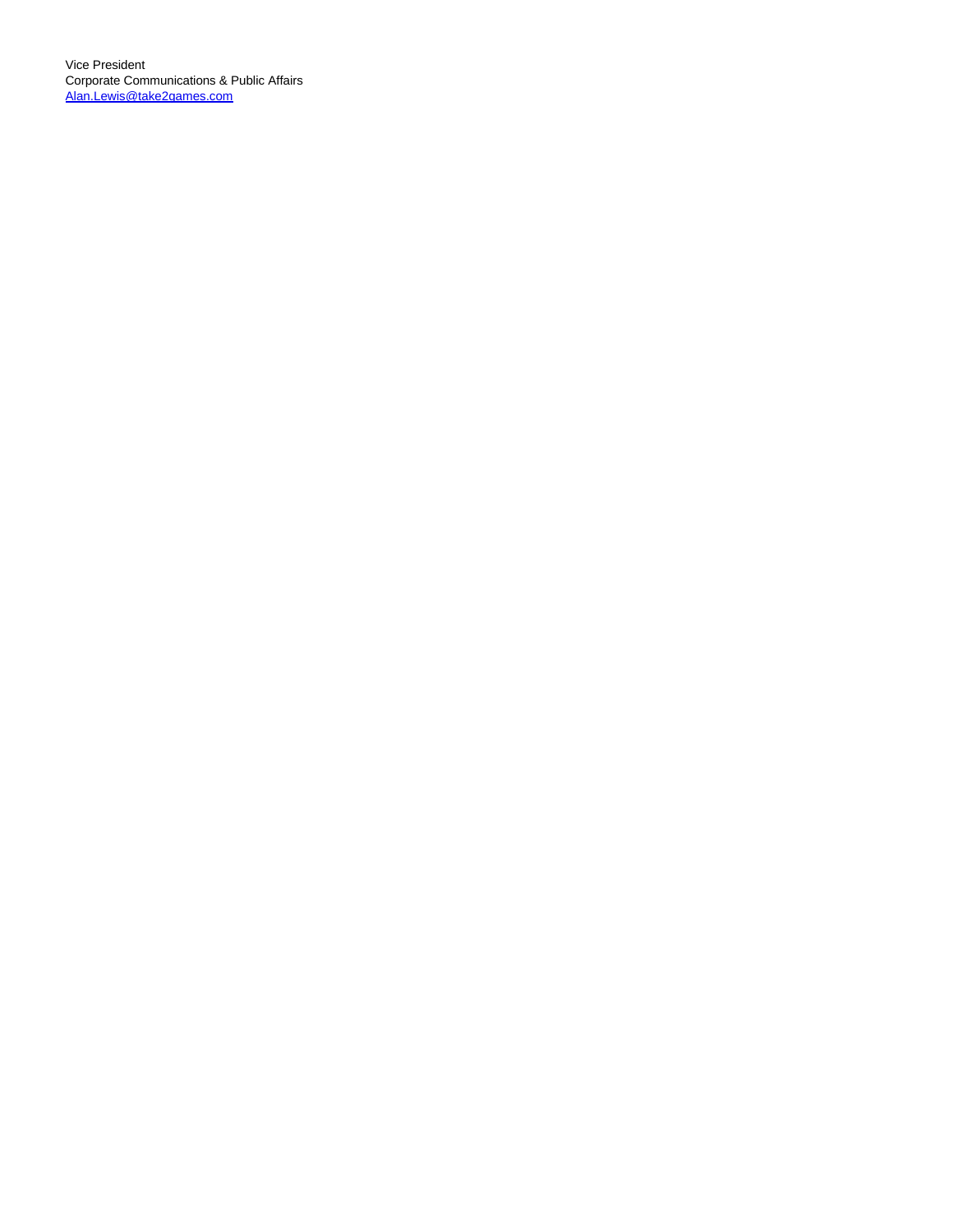Vice President
Corporate Communications & Public Affairs
[Alan.Lewis@take2games.com](mailto:Alan.Lewis@take2games.com)